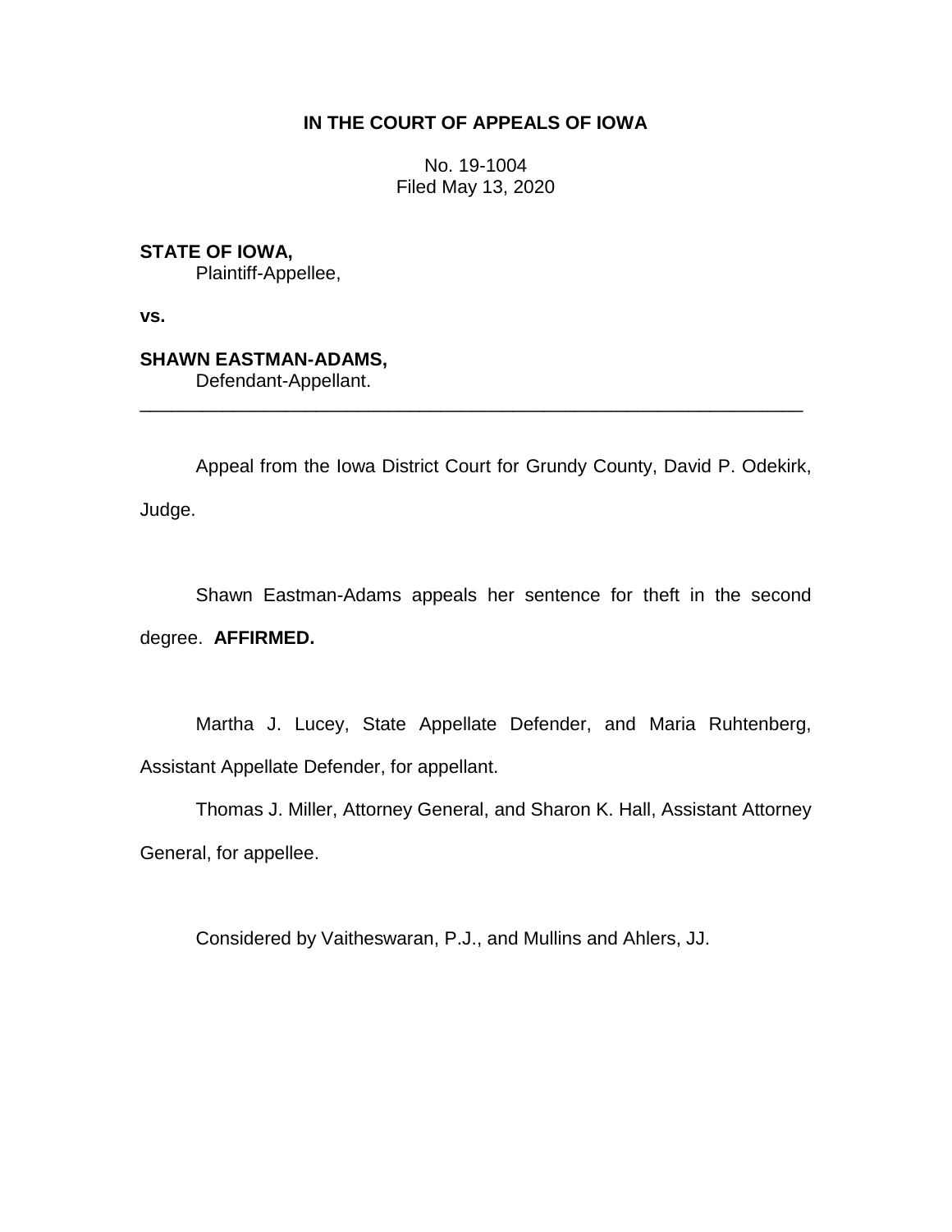**IN THE COURT OF APPEALS OF IOWA**

No. 19-1004
Filed May 13, 2020

**STATE OF IOWA,**
Plaintiff-Appellee,

**vs.**

**SHAWN EASTMAN-ADAMS,**
Defendant-Appellant.

---

Appeal from the Iowa District Court for Grundy County, David P. Odekirk, Judge.

Shawn Eastman-Adams appeals her sentence for theft in the second degree. **AFFIRMED.**

Martha J. Lucey, State Appellate Defender, and Maria Ruhtenberg, Assistant Appellate Defender, for appellant.

Thomas J. Miller, Attorney General, and Sharon K. Hall, Assistant Attorney General, for appellee.

Considered by Vaitheswaran, P.J., and Mullins and Ahlers, JJ.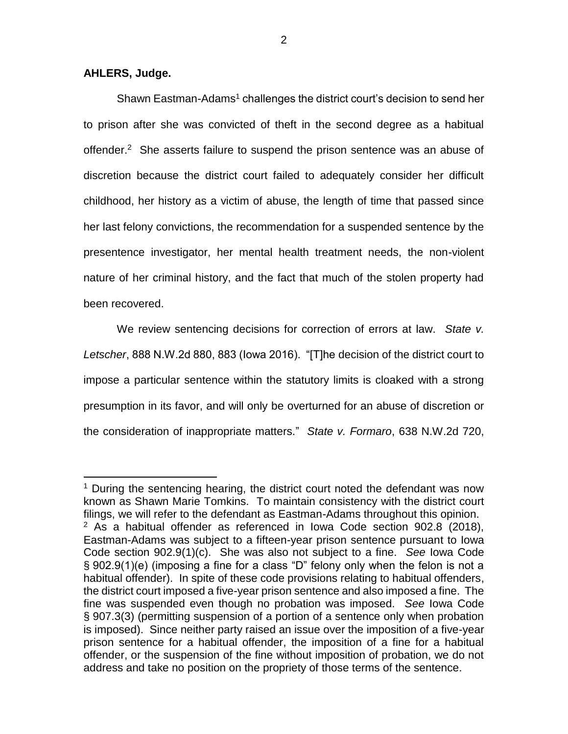**AHLERS, Judge.**

Shawn Eastman-Adams[1] challenges the district court's decision to send her to prison after she was convicted of theft in the second degree as a habitual offender.[2] She asserts failure to suspend the prison sentence was an abuse of discretion because the district court failed to adequately consider her difficult childhood, her history as a victim of abuse, the length of time that passed since her last felony convictions, the recommendation for a suspended sentence by the presentence investigator, her mental health treatment needs, the non-violent nature of her criminal history, and the fact that much of the stolen property had been recovered.

We review sentencing decisions for correction of errors at law. *State v. Letscher*, 888 N.W.2d 880, 883 (Iowa 2016). "[T]he decision of the district court to impose a particular sentence within the statutory limits is cloaked with a strong presumption in its favor, and will only be overturned for an abuse of discretion or the consideration of inappropriate matters." *State v. Formaro*, 638 N.W.2d 720,

---

[1] During the sentencing hearing, the district court noted the defendant was now known as Shawn Marie Tomkins. To maintain consistency with the district court filings, we will refer to the defendant as Eastman-Adams throughout this opinion.

[2] As a habitual offender as referenced in Iowa Code section 902.8 (2018), Eastman-Adams was subject to a fifteen-year prison sentence pursuant to Iowa Code section 902.9(1)(c). She was also not subject to a fine. *See* Iowa Code § 902.9(1)(e) (imposing a fine for a class "D" felony only when the felon is not a habitual offender). In spite of these code provisions relating to habitual offenders, the district court imposed a five-year prison sentence and also imposed a fine. The fine was suspended even though no probation was imposed. *See* Iowa Code § 907.3(3) (permitting suspension of a portion of a sentence only when probation is imposed). Since neither party raised an issue over the imposition of a five-year prison sentence for a habitual offender, the imposition of a fine for a habitual offender, or the suspension of the fine without imposition of probation, we do not address and take no position on the propriety of those terms of the sentence.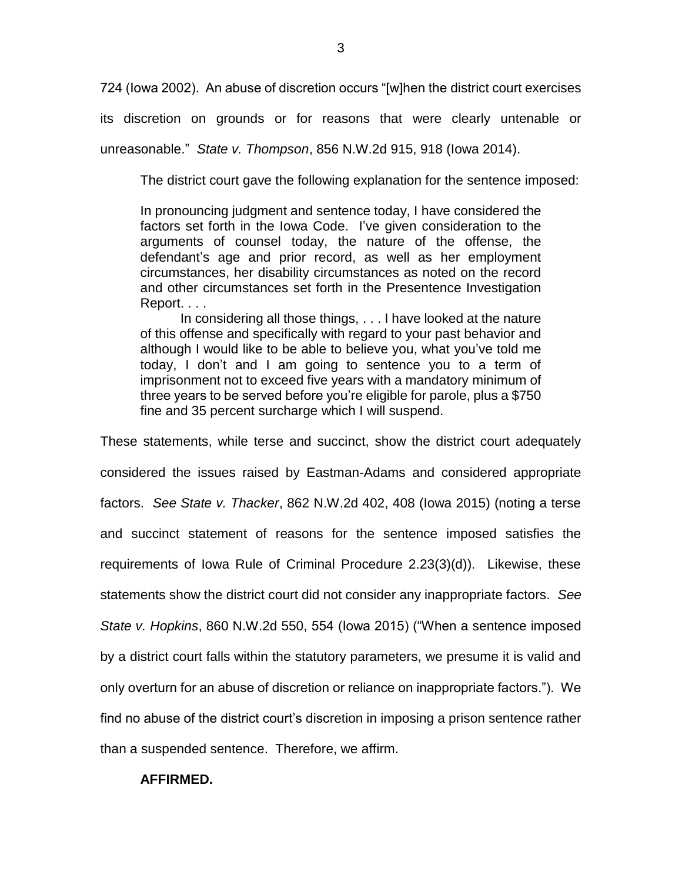724 (Iowa 2002). An abuse of discretion occurs "[w]hen the district court exercises its discretion on grounds or for reasons that were clearly untenable or unreasonable." *State v. Thompson*, 856 N.W.2d 915, 918 (Iowa 2014).

The district court gave the following explanation for the sentence imposed:

> In pronouncing judgment and sentence today, I have considered the factors set forth in the Iowa Code. I've given consideration to the arguments of counsel today, the nature of the offense, the defendant's age and prior record, as well as her employment circumstances, her disability circumstances as noted on the record and other circumstances set forth in the Presentence Investigation Report. . . .
>
> In considering all those things, . . . I have looked at the nature of this offense and specifically with regard to your past behavior and although I would like to be able to believe you, what you've told me today, I don't and I am going to sentence you to a term of imprisonment not to exceed five years with a mandatory minimum of three years to be served before you're eligible for parole, plus a $750 fine and 35 percent surcharge which I will suspend.

These statements, while terse and succinct, show the district court adequately considered the issues raised by Eastman-Adams and considered appropriate factors. *See State v. Thacker*, 862 N.W.2d 402, 408 (Iowa 2015) (noting a terse and succinct statement of reasons for the sentence imposed satisfies the requirements of Iowa Rule of Criminal Procedure 2.23(3)(d)). Likewise, these statements show the district court did not consider any inappropriate factors. *See State v. Hopkins*, 860 N.W.2d 550, 554 (Iowa 2015) ("When a sentence imposed by a district court falls within the statutory parameters, we presume it is valid and only overturn for an abuse of discretion or reliance on inappropriate factors."). We find no abuse of the district court's discretion in imposing a prison sentence rather than a suspended sentence. Therefore, we affirm.

**AFFIRMED.**